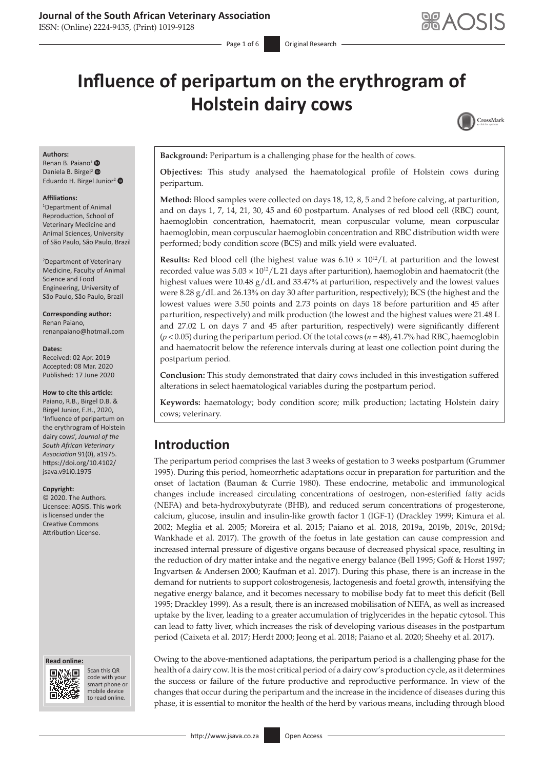# Influence of peripartum on the erythrogram of Holstein dairy cows

**Authors:**
Renan B. Paiano[1]
Daniela B. Birgel[2]
Eduardo H. Birgel Junior[2]

**Affiliations:**
[1]Department of Animal Reproduction, School of Veterinary Medicine and Animal Sciences, University of São Paulo, São Paulo, Brazil

[2]Department of Veterinary Medicine, Faculty of Animal Science and Food Engineering, University of São Paulo, São Paulo, Brazil

**Corresponding author:**
Renan Paiano,
renanpaiano@hotmail.com

**Dates:**
Received: 02 Apr. 2019
Accepted: 08 Mar. 2020
Published: 17 June 2020

**How to cite this article:**
Paiano, R.B., Birgel D.B. & Birgel Junior, E.H., 2020, 'Influence of peripartum on the erythrogram of Holstein dairy cows', *Journal of the South African Veterinary Association* 91(0), a1975. https://doi.org/10.4102/jsava.v91i0.1975

**Copyright:**
© 2020. The Authors. Licensee: AOSIS. This work is licensed under the Creative Commons Attribution License.

**Background:** Peripartum is a challenging phase for the health of cows.

**Objectives:** This study analysed the haematological profile of Holstein cows during peripartum.

**Method:** Blood samples were collected on days 18, 12, 8, 5 and 2 before calving, at parturition, and on days 1, 7, 14, 21, 30, 45 and 60 postpartum. Analyses of red blood cell (RBC) count, haemoglobin concentration, haematocrit, mean corpuscular volume, mean corpuscular haemoglobin, mean corpuscular haemoglobin concentration and RBC distribution width were performed; body condition score (BCS) and milk yield were evaluated.

**Results:** Red blood cell (the highest value was $6.10 \times 10^{12}$/L at parturition and the lowest recorded value was $5.03 \times 10^{12}$/L 21 days after parturition), haemoglobin and haematocrit (the highest values were 10.48 g/dL and 33.47% at parturition, respectively and the lowest values were 8.28 g/dL and 26.13% on day 30 after parturition, respectively); BCS (the highest and the lowest values were 3.50 points and 2.73 points on days 18 before parturition and 45 after parturition, respectively) and milk production (the lowest and the highest values were 21.48 L and 27.02 L on days 7 and 45 after parturition, respectively) were significantly different ($p < 0.05$) during the peripartum period. Of the total cows ($n = 48$), 41.7% had RBC, haemoglobin and haematocrit below the reference intervals during at least one collection point during the postpartum period.

**Conclusion:** This study demonstrated that dairy cows included in this investigation suffered alterations in select haematological variables during the postpartum period.

**Keywords:** haematology; body condition score; milk production; lactating Holstein dairy cows; veterinary.

## Introduction

The peripartum period comprises the last 3 weeks of gestation to 3 weeks postpartum (Grummer 1995). During this period, homeorrhetic adaptations occur in preparation for parturition and the onset of lactation (Bauman & Currie 1980). These endocrine, metabolic and immunological changes include increased circulating concentrations of oestrogen, non-esterified fatty acids (NEFA) and beta-hydroxybutyrate (BHB), and reduced serum concentrations of progesterone, calcium, glucose, insulin and insulin-like growth factor 1 (IGF-1) (Drackley 1999; Kimura et al. 2002; Meglia et al. 2005; Moreira et al. 2015; Paiano et al. 2018, 2019a, 2019b, 2019c, 2019d; Wankhade et al. 2017). The growth of the foetus in late gestation can cause compression and increased internal pressure of digestive organs because of decreased physical space, resulting in the reduction of dry matter intake and the negative energy balance (Bell 1995; Goff & Horst 1997; Ingvartsen & Andersen 2000; Kaufman et al. 2017). During this phase, there is an increase in the demand for nutrients to support colostrogenesis, lactogenesis and foetal growth, intensifying the negative energy balance, and it becomes necessary to mobilise body fat to meet this deficit (Bell 1995; Drackley 1999). As a result, there is an increased mobilisation of NEFA, as well as increased uptake by the liver, leading to a greater accumulation of triglycerides in the hepatic cytosol. This can lead to fatty liver, which increases the risk of developing various diseases in the postpartum period (Caixeta et al. 2017; Herdt 2000; Jeong et al. 2018; Paiano et al. 2020; Sheehy et al. 2017).

Owing to the above-mentioned adaptations, the peripartum period is a challenging phase for the health of a dairy cow. It is the most critical period of a dairy cow's production cycle, as it determines the success or failure of the future productive and reproductive performance. In view of the changes that occur during the peripartum and the increase in the incidence of diseases during this phase, it is essential to monitor the health of the herd by various means, including through blood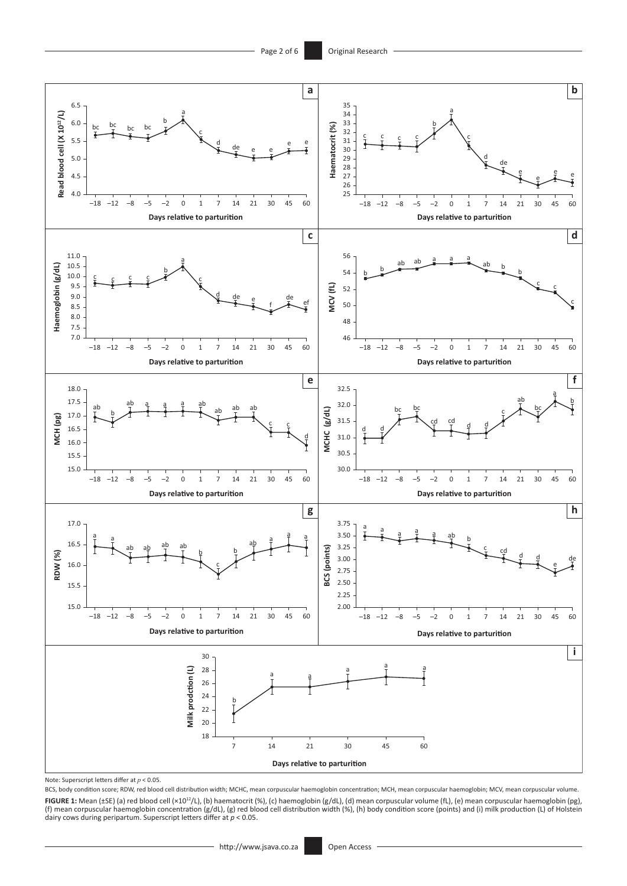Note: Superscript letters differ at $p < 0.05$.

BCS, body condition score; RDW, red blood cell distribution width; MCHC, mean corpuscular haemoglobin concentration; MCH, mean corpuscular haemoglobin; MCV, mean corpuscular volume.

**FIGURE 1:** Mean (±SE) (a) red blood cell ($\times 10^{12}$/L), (b) haematocrit (%), (c) haemoglobin (g/dL), (d) mean corpuscular volume (fL), (e) mean corpuscular haemoglobin (pg), (f) mean corpuscular haemoglobin concentration (g/dL), (g) red blood cell distribution width (%), (h) body condition score (points) and (i) milk production (L) of Holstein dairy cows during peripartum. Superscript letters differ at $p < 0.05$.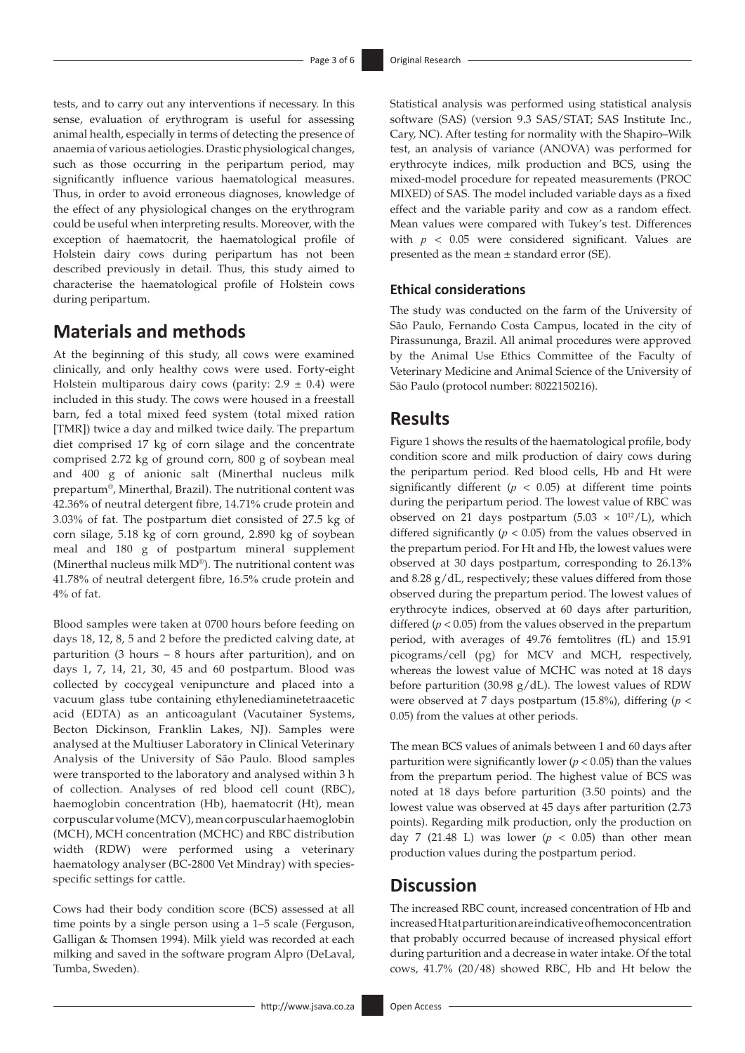tests, and to carry out any interventions if necessary. In this sense, evaluation of erythrogram is useful for assessing animal health, especially in terms of detecting the presence of anaemia of various aetiologies. Drastic physiological changes, such as those occurring in the peripartum period, may significantly influence various haematological measures. Thus, in order to avoid erroneous diagnoses, knowledge of the effect of any physiological changes on the erythrogram could be useful when interpreting results. Moreover, with the exception of haematocrit, the haematological profile of Holstein dairy cows during peripartum has not been described previously in detail. Thus, this study aimed to characterise the haematological profile of Holstein cows during peripartum.

## Materials and methods

At the beginning of this study, all cows were examined clinically, and only healthy cows were used. Forty-eight Holstein multiparous dairy cows (parity: $2.9 \pm 0.4$) were included in this study. The cows were housed in a freestall barn, fed a total mixed feed system (total mixed ration [TMR]) twice a day and milked twice daily. The prepartum diet comprised 17 kg of corn silage and the concentrate comprised 2.72 kg of ground corn, 800 g of soybean meal and 400 g of anionic salt (Minerthal nucleus milk prepartum®, Minerthal, Brazil). The nutritional content was 42.36% of neutral detergent fibre, 14.71% crude protein and 3.03% of fat. The postpartum diet consisted of 27.5 kg of corn silage, 5.18 kg of corn ground, 2.890 kg of soybean meal and 180 g of postpartum mineral supplement (Minerthal nucleus milk MD®). The nutritional content was 41.78% of neutral detergent fibre, 16.5% crude protein and 4% of fat.

Blood samples were taken at 0700 hours before feeding on days 18, 12, 8, 5 and 2 before the predicted calving date, at parturition (3 hours – 8 hours after parturition), and on days 1, 7, 14, 21, 30, 45 and 60 postpartum. Blood was collected by coccygeal venipuncture and placed into a vacuum glass tube containing ethylenediaminetetraacetic acid (EDTA) as an anticoagulant (Vacutainer Systems, Becton Dickinson, Franklin Lakes, NJ). Samples were analysed at the Multiuser Laboratory in Clinical Veterinary Analysis of the University of São Paulo. Blood samples were transported to the laboratory and analysed within 3 h of collection. Analyses of red blood cell count (RBC), haemoglobin concentration (Hb), haematocrit (Ht), mean corpuscular volume (MCV), mean corpuscular haemoglobin (MCH), MCH concentration (MCHC) and RBC distribution width (RDW) were performed using a veterinary haematology analyser (BC-2800 Vet Mindray) with species-specific settings for cattle.

Cows had their body condition score (BCS) assessed at all time points by a single person using a 1–5 scale (Ferguson, Galligan & Thomsen 1994). Milk yield was recorded at each milking and saved in the software program Alpro (DeLaval, Tumba, Sweden).

Statistical analysis was performed using statistical analysis software (SAS) (version 9.3 SAS/STAT; SAS Institute Inc., Cary, NC). After testing for normality with the Shapiro–Wilk test, an analysis of variance (ANOVA) was performed for erythrocyte indices, milk production and BCS, using the mixed-model procedure for repeated measurements (PROC MIXED) of SAS. The model included variable days as a fixed effect and the variable parity and cow as a random effect. Mean values were compared with Tukey's test. Differences with $p < 0.05$ were considered significant. Values are presented as the mean ± standard error (SE).

### Ethical considerations

The study was conducted on the farm of the University of São Paulo, Fernando Costa Campus, located in the city of Pirassununga, Brazil. All animal procedures were approved by the Animal Use Ethics Committee of the Faculty of Veterinary Medicine and Animal Science of the University of São Paulo (protocol number: 8022150216).

## Results

Figure 1 shows the results of the haematological profile, body condition score and milk production of dairy cows during the peripartum period. Red blood cells, Hb and Ht were significantly different ($p < 0.05$) at different time points during the peripartum period. The lowest value of RBC was observed on 21 days postpartum ($5.03 \times 10^{12}$/L), which differed significantly ($p < 0.05$) from the values observed in the prepartum period. For Ht and Hb, the lowest values were observed at 30 days postpartum, corresponding to 26.13% and 8.28 g/dL, respectively; these values differed from those observed during the prepartum period. The lowest values of erythrocyte indices, observed at 60 days after parturition, differed ($p < 0.05$) from the values observed in the prepartum period, with averages of 49.76 femtolitres (fL) and 15.91 picograms/cell (pg) for MCV and MCH, respectively, whereas the lowest value of MCHC was noted at 18 days before parturition (30.98 g/dL). The lowest values of RDW were observed at 7 days postpartum (15.8%), differing ($p < 0.05$) from the values at other periods.

The mean BCS values of animals between 1 and 60 days after parturition were significantly lower ($p < 0.05$) than the values from the prepartum period. The highest value of BCS was noted at 18 days before parturition (3.50 points) and the lowest value was observed at 45 days after parturition (2.73 points). Regarding milk production, only the production on day 7 (21.48 L) was lower ($p < 0.05$) than other mean production values during the postpartum period.

## Discussion

The increased RBC count, increased concentration of Hb and increased Ht at parturition are indicative of hemoconcentration that probably occurred because of increased physical effort during parturition and a decrease in water intake. Of the total cows, 41.7% (20/48) showed RBC, Hb and Ht below the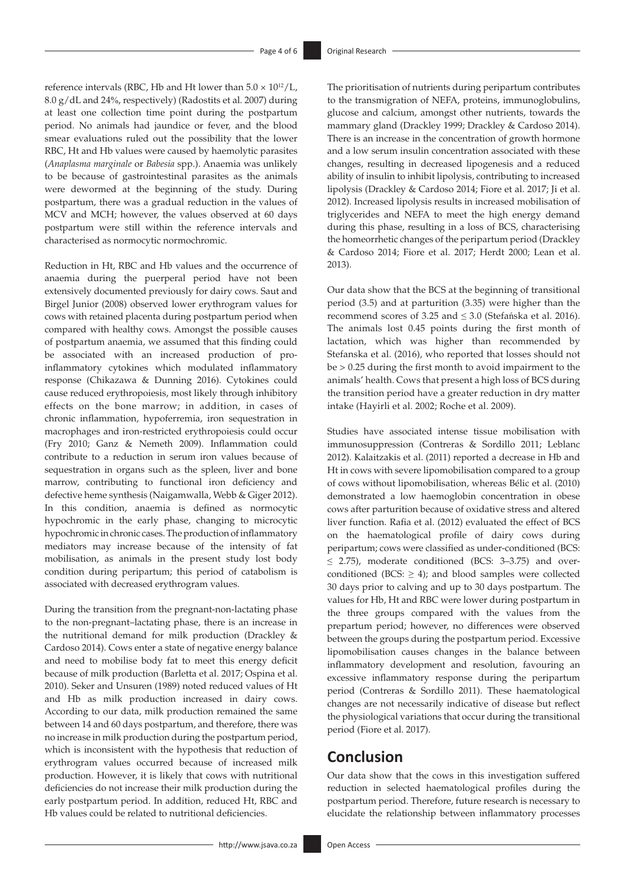reference intervals (RBC, Hb and Ht lower than $5.0 \times 10^{12}$/L, 8.0 g/dL and 24%, respectively) (Radostits et al. 2007) during at least one collection time point during the postpartum period. No animals had jaundice or fever, and the blood smear evaluations ruled out the possibility that the lower RBC, Ht and Hb values were caused by haemolytic parasites (*Anaplasma marginale* or *Babesia* spp.). Anaemia was unlikely to be because of gastrointestinal parasites as the animals were dewormed at the beginning of the study. During postpartum, there was a gradual reduction in the values of MCV and MCH; however, the values observed at 60 days postpartum were still within the reference intervals and characterised as normocytic normochromic.

Reduction in Ht, RBC and Hb values and the occurrence of anaemia during the puerperal period have not been extensively documented previously for dairy cows. Saut and Birgel Junior (2008) observed lower erythrogram values for cows with retained placenta during postpartum period when compared with healthy cows. Amongst the possible causes of postpartum anaemia, we assumed that this finding could be associated with an increased production of pro-inflammatory cytokines which modulated inflammatory response (Chikazawa & Dunning 2016). Cytokines could cause reduced erythropoiesis, most likely through inhibitory effects on the bone marrow; in addition, in cases of chronic inflammation, hypoferremia, iron sequestration in macrophages and iron-restricted erythropoiesis could occur (Fry 2010; Ganz & Nemeth 2009). Inflammation could contribute to a reduction in serum iron values because of sequestration in organs such as the spleen, liver and bone marrow, contributing to functional iron deficiency and defective heme synthesis (Naigamwalla, Webb & Giger 2012). In this condition, anaemia is defined as normocytic hypochromic in the early phase, changing to microcytic hypochromic in chronic cases. The production of inflammatory mediators may increase because of the intensity of fat mobilisation, as animals in the present study lost body condition during peripartum; this period of catabolism is associated with decreased erythrogram values.

During the transition from the pregnant-non-lactating phase to the non-pregnant–lactating phase, there is an increase in the nutritional demand for milk production (Drackley & Cardoso 2014). Cows enter a state of negative energy balance and need to mobilise body fat to meet this energy deficit because of milk production (Barletta et al. 2017; Ospina et al. 2010). Seker and Unsuren (1989) noted reduced values of Ht and Hb as milk production increased in dairy cows. According to our data, milk production remained the same between 14 and 60 days postpartum, and therefore, there was no increase in milk production during the postpartum period, which is inconsistent with the hypothesis that reduction of erythrogram values occurred because of increased milk production. However, it is likely that cows with nutritional deficiencies do not increase their milk production during the early postpartum period. In addition, reduced Ht, RBC and Hb values could be related to nutritional deficiencies.

The prioritisation of nutrients during peripartum contributes to the transmigration of NEFA, proteins, immunoglobulins, glucose and calcium, amongst other nutrients, towards the mammary gland (Drackley 1999; Drackley & Cardoso 2014). There is an increase in the concentration of growth hormone and a low serum insulin concentration associated with these changes, resulting in decreased lipogenesis and a reduced ability of insulin to inhibit lipolysis, contributing to increased lipolysis (Drackley & Cardoso 2014; Fiore et al. 2017; Ji et al. 2012). Increased lipolysis results in increased mobilisation of triglycerides and NEFA to meet the high energy demand during this phase, resulting in a loss of BCS, characterising the homeorrhetic changes of the peripartum period (Drackley & Cardoso 2014; Fiore et al. 2017; Herdt 2000; Lean et al. 2013).

Our data show that the BCS at the beginning of transitional period (3.5) and at parturition (3.35) were higher than the recommend scores of 3.25 and ≤ 3.0 (Stefańska et al. 2016). The animals lost 0.45 points during the first month of lactation, which was higher than recommended by Stefanska et al. (2016), who reported that losses should not be > 0.25 during the first month to avoid impairment to the animals' health. Cows that present a high loss of BCS during the transition period have a greater reduction in dry matter intake (Hayirli et al. 2002; Roche et al. 2009).

Studies have associated intense tissue mobilisation with immunosuppression (Contreras & Sordillo 2011; Leblanc 2012). Kalaitzakis et al. (2011) reported a decrease in Hb and Ht in cows with severe lipomobilisation compared to a group of cows without lipomobilisation, whereas Bélic et al. (2010) demonstrated a low haemoglobin concentration in obese cows after parturition because of oxidative stress and altered liver function. Rafia et al. (2012) evaluated the effect of BCS on the haematological profile of dairy cows during peripartum; cows were classified as under-conditioned (BCS: ≤ 2.75), moderate conditioned (BCS: 3–3.75) and over-conditioned (BCS: ≥ 4); and blood samples were collected 30 days prior to calving and up to 30 days postpartum. The values for Hb, Ht and RBC were lower during postpartum in the three groups compared with the values from the prepartum period; however, no differences were observed between the groups during the postpartum period. Excessive lipomobilisation causes changes in the balance between inflammatory development and resolution, favouring an excessive inflammatory response during the peripartum period (Contreras & Sordillo 2011). These haematological changes are not necessarily indicative of disease but reflect the physiological variations that occur during the transitional period (Fiore et al. 2017).

## Conclusion

Our data show that the cows in this investigation suffered reduction in selected haematological profiles during the postpartum period. Therefore, future research is necessary to elucidate the relationship between inflammatory processes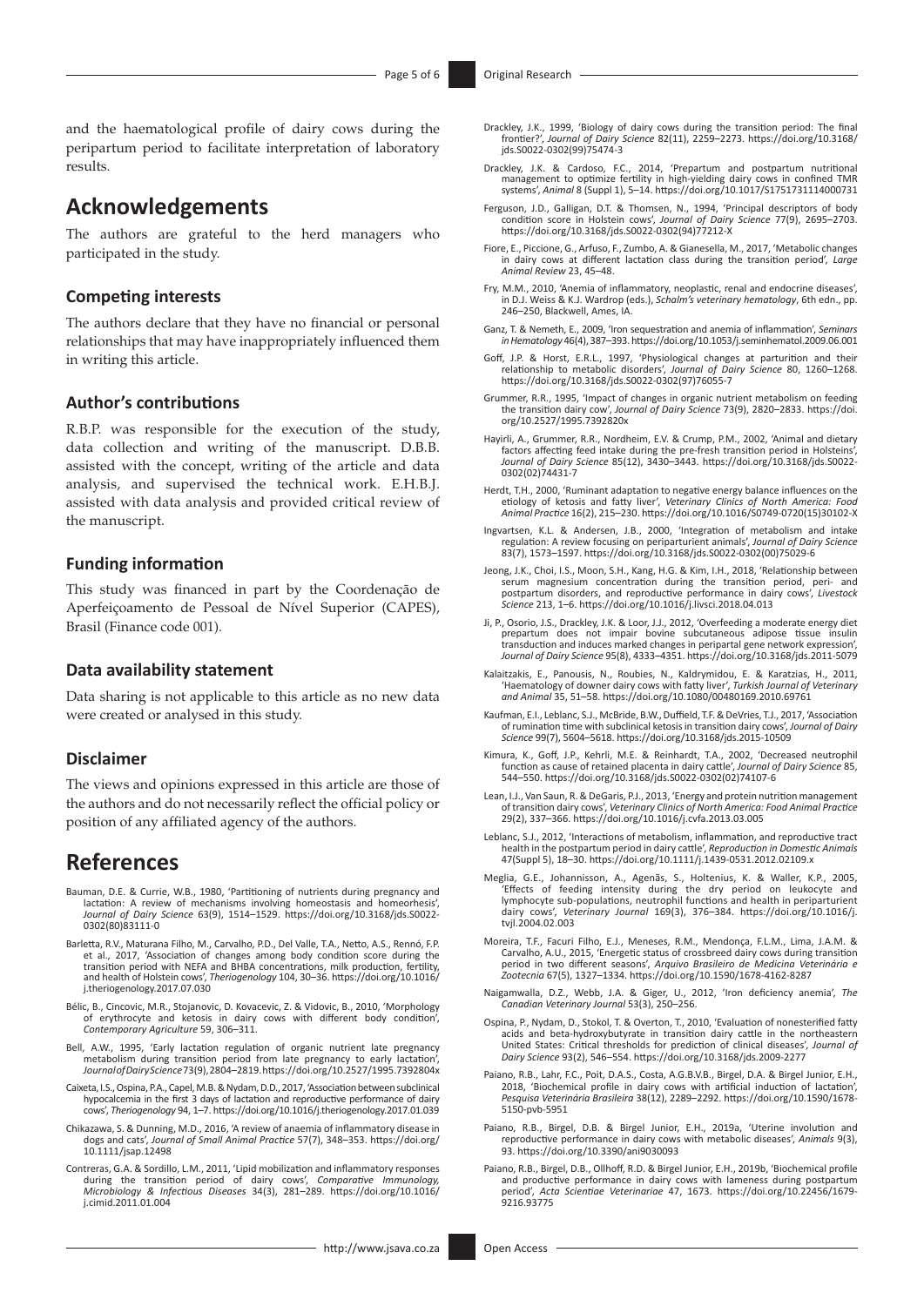and the haematological profile of dairy cows during the peripartum period to facilitate interpretation of laboratory results.

## Acknowledgements

The authors are grateful to the herd managers who participated in the study.

### Competing interests

The authors declare that they have no financial or personal relationships that may have inappropriately influenced them in writing this article.

### Author's contributions

R.B.P. was responsible for the execution of the study, data collection and writing of the manuscript. D.B.B. assisted with the concept, writing of the article and data analysis, and supervised the technical work. E.H.B.J. assisted with data analysis and provided critical review of the manuscript.

### Funding information

This study was financed in part by the Coordenação de Aperfeiçoamento de Pessoal de Nível Superior (CAPES), Brasil (Finance code 001).

### Data availability statement

Data sharing is not applicable to this article as no new data were created or analysed in this study.

### Disclaimer

The views and opinions expressed in this article are those of the authors and do not necessarily reflect the official policy or position of any affiliated agency of the authors.

## References

Bauman, D.E. & Currie, W.B., 1980, 'Partitioning of nutrients during pregnancy and lactation: A review of mechanisms involving homeostasis and homeorhesis', *Journal of Dairy Science* 63(9), 1514–1529. https://doi.org/10.3168/jds.S0022-0302(80)83111-0

Barletta, R.V., Maturana Filho, M., Carvalho, P.D., Del Valle, T.A., Netto, A.S., Rennó, F.P. et al., 2017, 'Association of changes among body condition score during the transition period with NEFA and BHBA concentrations, milk production, fertility, and health of Holstein cows', *Theriogenology* 104, 30–36. https://doi.org/10.1016/j.theriogenology.2017.07.030

Bélic, B., Cincovic, M.R., Stojanovic, D. Kovacevic, Z. & Vidovic, B., 2010, 'Morphology of erythrocyte and ketosis in dairy cows with different body condition', *Contemporary Agriculture* 59, 306–311.

Bell, A.W., 1995, 'Early lactation regulation of organic nutrient late pregnancy metabolism during transition period from late pregnancy to early lactation', *Journal of Dairy Science* 73(9), 2804–2819. https://doi.org/10.2527/1995.7392804x

Caixeta, I.S., Ospina, P.A., Capel, M.B. & Nydam, D.D., 2017, 'Association between subclinical hypocalcemia in the first 3 days of lactation and reproductive performance of dairy cows', *Theriogenology* 94, 1–7. https://doi.org/10.1016/j.theriogenology.2017.01.039

Chikazawa, S. & Dunning, M.D., 2016, 'A review of anaemia of inflammatory disease in dogs and cats', *Journal of Small Animal Practice* 57(7), 348–353. https://doi.org/10.1111/jsap.12498

Contreras, G.A. & Sordillo, L.M., 2011, 'Lipid mobilization and inflammatory responses during the transition period of dairy cows', *Comparative Immunology, Microbiology & Infectious Diseases* 34(3), 281–289. https://doi.org/10.1016/j.cimid.2011.01.004

Drackley, J.K., 1999, 'Biology of dairy cows during the transition period: The final frontier?', *Journal of Dairy Science* 82(11), 2259–2273. https://doi.org/10.3168/jds.S0022-0302(99)75474-3

Drackley, J.K. & Cardoso, F.C., 2014, 'Prepartum and postpartum nutritional management to optimize fertility in high-yielding dairy cows in confined TMR systems', *Animal* 8 (Suppl 1), 5–14. https://doi.org/10.1017/S1751731114000731

Ferguson, J.D., Galligan, D.T. & Thomsen, N., 1994, 'Principal descriptors of body condition score in Holstein cows', *Journal of Dairy Science* 77(9), 2695–2703. https://doi.org/10.3168/jds.S0022-0302(94)77212-X

Fiore, E., Piccione, G., Arfuso, F., Zumbo, A. & Gianesella, M., 2017, 'Metabolic changes in dairy cows at different lactation class during the transition period', *Large Animal Review* 23, 45–48.

Fry, M.M., 2010, 'Anemia of inflammatory, neoplastic, renal and endocrine diseases', in D.J. Weiss & K.J. Wardrop (eds.), *Schalm's veterinary hematology*, 6th edn., pp. 246–250, Blackwell, Ames, IA.

Ganz, T. & Nemeth, E., 2009, 'Iron sequestration and anemia of inflammation', *Seminars in Hematology* 46(4), 387–393. https://doi.org/10.1053/j.seminhematol.2009.06.001

Goff, J.P. & Horst, E.R.L., 1997, 'Physiological changes at parturition and their relationship to metabolic disorders', *Journal of Dairy Science* 80, 1260–1268. https://doi.org/10.3168/jds.S0022-0302(97)76055-7

Grummer, R.R., 1995, 'Impact of changes in organic nutrient metabolism on feeding the transition dairy cow', *Journal of Dairy Science* 73(9), 2820–2833. https://doi.org/10.2527/1995.7392820x

Hayirli, A., Grummer, R.R., Nordheim, E.V. & Crump, P.M., 2002, 'Animal and dietary factors affecting feed intake during the pre-fresh transition period in Holsteins', *Journal of Dairy Science* 85(12), 3430–3443. https://doi.org/10.3168/jds.S0022-0302(02)74431-7

Herdt, T.H., 2000, 'Ruminant adaptation to negative energy balance influences on the etiology of ketosis and fatty liver', *Veterinary Clinics of North America: Food Animal Practice* 16(2), 215–230. https://doi.org/10.1016/S0749-0720(15)30102-X

Ingvartsen, K.L. & Andersen, J.B., 2000, 'Integration of metabolism and intake regulation: A review focusing on periparturient animals', *Journal of Dairy Science* 83(7), 1573–1597. https://doi.org/10.3168/jds.S0022-0302(00)75029-6

Jeong, J.K., Choi, I.S., Moon, S.H., Kang, H.G. & Kim, I.H., 2018, 'Relationship between serum magnesium concentration during the transition period, peri- and postpartum disorders, and reproductive performance in dairy cows', *Livestock Science* 213, 1–6. https://doi.org/10.1016/j.livsci.2018.04.013

Ji, P., Osorio, J.S., Drackley, J.K. & Loor, J.J., 2012, 'Overfeeding a moderate energy diet prepartum does not impair bovine subcutaneous adipose tissue insulin transduction and induces marked changes in peripartal gene network expression', *Journal of Dairy Science* 95(8), 4333–4351. https://doi.org/10.3168/jds.2011-5079

Kalaitzakis, E., Panousis, N., Roubies, N., Kaldrymidou, E. & Karatzias, H., 2011, 'Haematology of downer dairy cows with fatty liver', *Turkish Journal of Veterinary and Animal* 35, 51–58. https://doi.org/10.1080/00480169.2010.69761

Kaufman, E.I., Leblanc, S.J., McBride, B.W., Duffield, T.F. & DeVries, T.J., 2017, 'Association of rumination time with subclinical ketosis in transition dairy cows', *Journal of Dairy Science* 99(7), 5604–5618. https://doi.org/10.3168/jds.2015-10509

Kimura, K., Goff, J.P., Kehrli, M.E. & Reinhardt, T.A., 2002, 'Decreased neutrophil function as cause of retained placenta in dairy cattle', *Journal of Dairy Science* 85, 544–550. https://doi.org/10.3168/jds.S0022-0302(02)74107-6

Lean, I.J., Van Saun, R. & DeGaris, P.J., 2013, 'Energy and protein nutrition management of transition dairy cows', *Veterinary Clinics of North America: Food Animal Practice* 29(2), 337–366. https://doi.org/10.1016/j.cvfa.2013.03.005

Leblanc, S.J., 2012, 'Interactions of metabolism, inflammation, and reproductive tract health in the postpartum period in dairy cattle', *Reproduction in Domestic Animals* 47(Suppl 5), 18–30. https://doi.org/10.1111/j.1439-0531.2012.02109.x

Meglia, G.E., Johannisson, A., Agenäs, S., Holtenius, K. & Waller, K.P., 2005, 'Effects of feeding intensity during the dry period on leukocyte and lymphocyte sub-populations, neutrophil functions and health in periparturient dairy cows', *Veterinary Journal* 169(3), 376–384. https://doi.org/10.1016/j.tvjl.2004.02.003

Moreira, T.F., Facuri Filho, E.J., Meneses, R.M., Mendonça, F.L.M., Lima, J.A.M. & Carvalho, A.U., 2015, 'Energetic status of crossbreed dairy cows during transition period in two different seasons', *Arquivo Brasileiro de Medicina Veterinária e Zootecnia* 67(5), 1327–1334. https://doi.org/10.1590/1678-4162-8287

Naigamwalla, D.Z., Webb, J.A. & Giger, U., 2012, 'Iron deficiency anemia', *The Canadian Veterinary Journal* 53(3), 250–256.

Ospina, P., Nydam, D., Stokol, T. & Overton, T., 2010, 'Evaluation of nonesterified fatty acids and beta-hydroxybutyrate in transition dairy cattle in the northeastern United States: Critical thresholds for prediction of clinical diseases', *Journal of Dairy Science* 93(2), 546–554. https://doi.org/10.3168/jds.2009-2277

Paiano, R.B., Lahr, F.C., Poit, D.A.S., Costa, A.G.B.V.B., Birgel, D.A. & Birgel Junior, E.H., 2018, 'Biochemical profile in dairy cows with artificial induction of lactation', *Pesquisa Veterinária Brasileira* 38(12), 2289–2292. https://doi.org/10.1590/1678-5150-pvb-5951

Paiano, R.B., Birgel, D.B. & Birgel Junior, E.H., 2019a, 'Uterine involution and reproductive performance in dairy cows with metabolic diseases', *Animals* 9(3), 93. https://doi.org/10.3390/ani9030093

Paiano, R.B., Birgel, D.B., Ollhoff, R.D. & Birgel Junior, E.H., 2019b, 'Biochemical profile and productive performance in dairy cows with lameness during postpartum period', *Acta Scientiae Veterinariae* 47, 1673. https://doi.org/10.22456/1679-9216.93775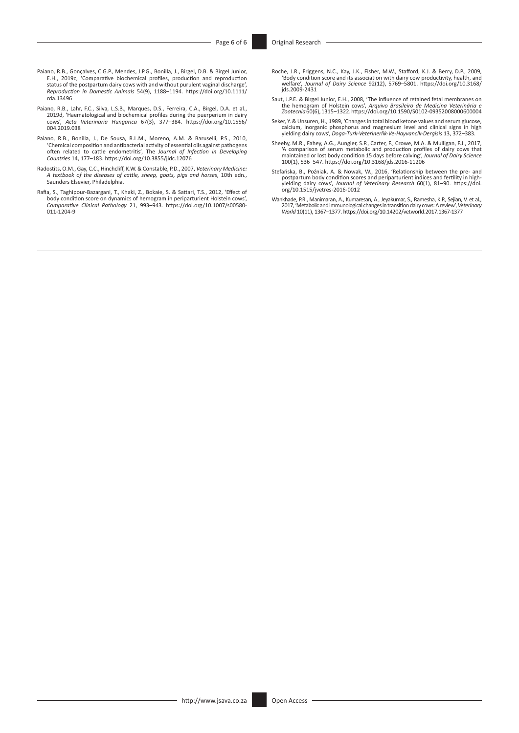Paiano, R.B., Gonçalves, C.G.P., Mendes, J.P.G., Bonilla, J., Birgel, D.B. & Birgel Junior, E.H., 2019c, 'Comparative biochemical profiles, production and reproduction status of the postpartum dairy cows with and without purulent vaginal discharge', *Reproduction in Domestic Animals* 54(9), 1188–1194. https://doi.org/10.1111/rda.13496

Paiano, R.B., Lahr, F.C., Silva, L.S.B., Marques, D.S., Ferreira, C.A., Birgel, D.A. et al., 2019d, 'Haematological and biochemical profiles during the puerperium in dairy cows', *Acta Veterinaria Hungarica* 67(3), 377–384. https://doi.org/10.1556/004.2019.038

Paiano, R.B., Bonilla, J., De Sousa, R.L.M., Moreno, A.M. & Baruselli, P.S., 2010, 'Chemical composition and antibacterial activity of essential oils against pathogens often related to cattle endometritis', The *Journal of Infection in Developing Countries* 14, 177–183. https://doi.org/10.3855/jidc.12076

Radostits, O.M., Gay, C.C., Hinchcliff, K.W. & Constable, P.D., 2007, *Veterinary Medicine: A textbook of the diseases of cattle, sheep, goats, pigs and horses*, 10th edn., Saunders Elsevier, Philadelphia.

Rafia, S., Taghipour-Bazargani, T., Khaki, Z., Bokaie, S. & Sattari, T.S., 2012, 'Effect of body condition score on dynamics of hemogram in periparturient Holstein cows', *Comparative Clinical Pathology* 21, 993–943. https://doi.org/10.1007/s00580-011-1204-9

Roche, J.R., Friggens, N.C., Kay, J.K., Fisher, M.W., Stafford, K.J. & Berry, D.P., 2009, 'Body condition score and its association with dairy cow productivity, health, and welfare', *Journal of Dairy Science* 92(12), 5769–5801. https://doi.org/10.3168/jds.2009-2431

Saut, J.P.E. & Birgel Junior, E.H., 2008, 'The influence of retained fetal membranes on the hemogram of Holstein cows', *Arquivo Brasileiro de Medicina Veterinária e Zootecnia* 60(6), 1315–1322. https://doi.org/10.1590/S0102-09352008000600004

Seker, Y. & Unsuren, H., 1989, 'Changes in total blood ketone values and serum glucose, calcium, inorganic phosphorus and magnesium level and clinical signs in high yielding dairy cows', *Doga-Turk-Veterinerlik-Ve-Hayvanclk-Dergisis* 13, 372–383.

Sheehy, M.R., Fahey, A.G., Aungier, S.P., Carter, F., Crowe, M.A. & Mulligan, F.J., 2017, 'A comparison of serum metabolic and production profiles of dairy cows that maintained or lost body condition 15 days before calving', *Journal of Dairy Science* 100(1), 536–547. https://doi.org/10.3168/jds.2016-11206

Stefańska, B., Poźniak, A. & Nowak, W., 2016, 'Relationship between the pre- and postpartum body condition scores and periparturient indices and fertility in high-yielding dairy cows', *Journal of Veterinary Research* 60(1), 81–90. https://doi.org/10.1515/jvetres-2016-0012

Wankhade, P.R., Manimaran, A., Kumaresan, A., Jeyakumar, S., Ramesha, K.P., Sejian, V. et al., 2017, 'Metabolic and immunological changes in transition dairy cows: A review', *Veterinary World* 10(11), 1367–1377. https://doi.org/10.14202/vetworld.2017.1367-1377